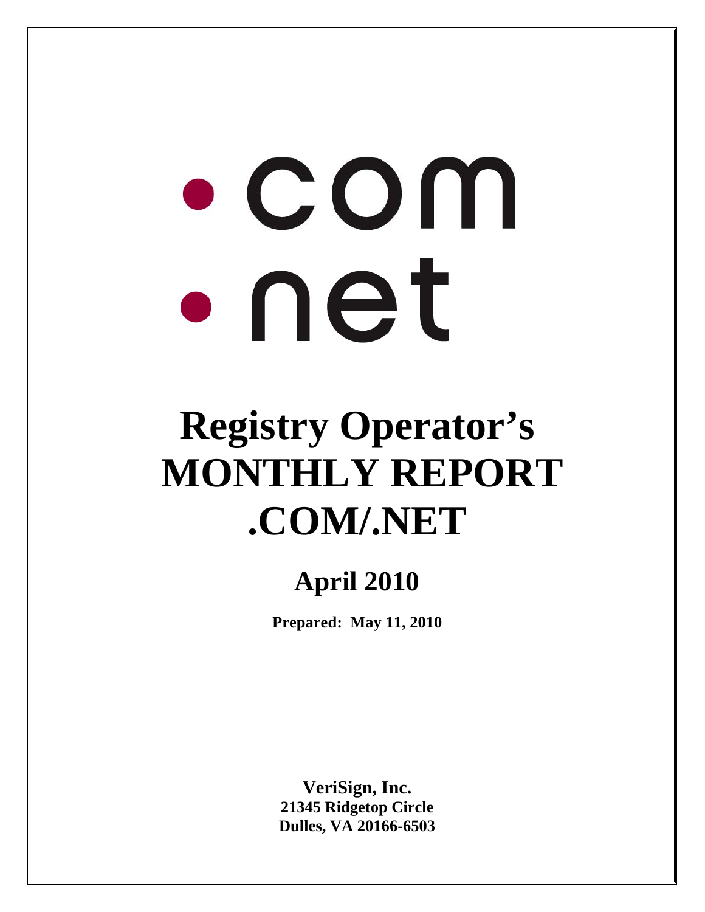.com

.net

# Registry Operator's MONTHLY REPORT .COM/.NET

## April 2010

**Prepared: May 11, 2010**

**VeriSign, Inc.**
**21345 Ridgetop Circle**
**Dulles, VA 20166-6503**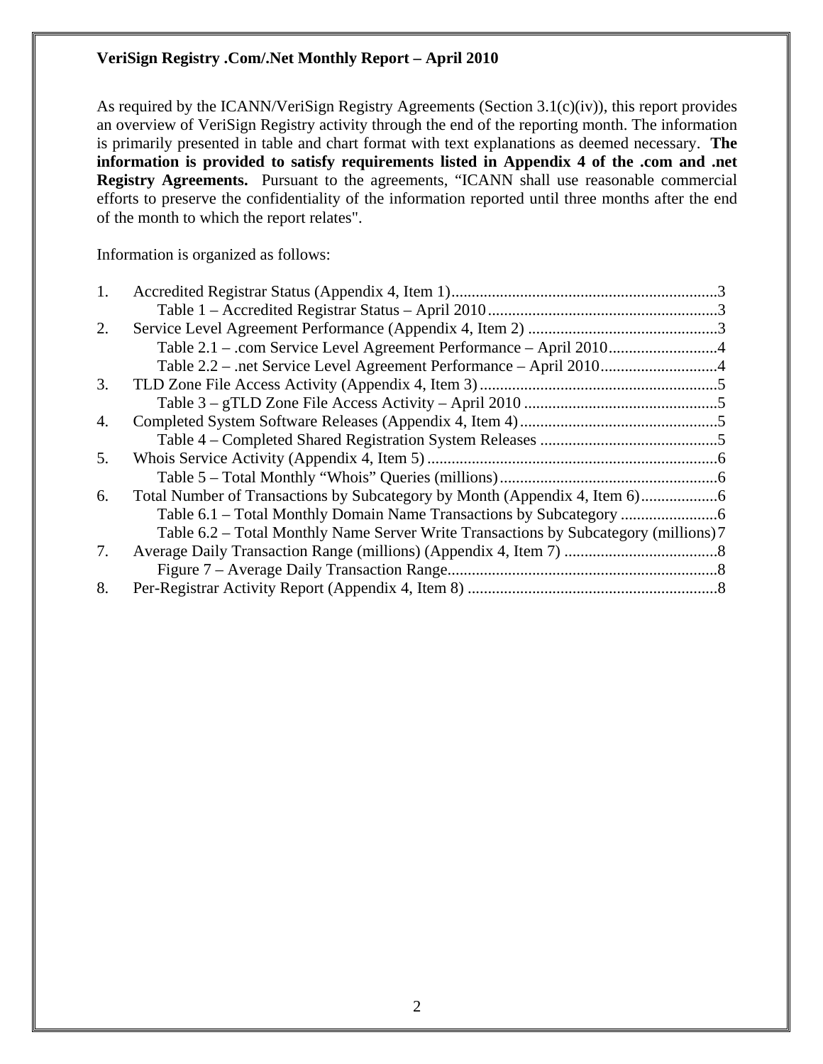**VeriSign Registry .Com/.Net Monthly Report – April 2010**

As required by the ICANN/VeriSign Registry Agreements (Section 3.1(c)(iv)), this report provides an overview of VeriSign Registry activity through the end of the reporting month. The information is primarily presented in table and chart format with text explanations as deemed necessary. **The information is provided to satisfy requirements listed in Appendix 4 of the .com and .net Registry Agreements.** Pursuant to the agreements, "ICANN shall use reasonable commercial efforts to preserve the confidentiality of the information reported until three months after the end of the month to which the report relates".

Information is organized as follows:

1. Accredited Registrar Status (Appendix 4, Item 1)....................................................................3
   - Table 1 – Accredited Registrar Status – April 2010..........................................................3
2. Service Level Agreement Performance (Appendix 4, Item 2) ...............................................3
   - Table 2.1 – .com Service Level Agreement Performance – April 2010...........................4
   - Table 2.2 – .net Service Level Agreement Performance – April 2010.............................4
3. TLD Zone File Access Activity (Appendix 4, Item 3)............................................................5
   - Table 3 – gTLD Zone File Access Activity – April 2010 ................................................5
4. Completed System Software Releases (Appendix 4, Item 4).................................................5
   - Table 4 – Completed Shared Registration System Releases ............................................5
5. Whois Service Activity (Appendix 4, Item 5).........................................................................6
   - Table 5 – Total Monthly "Whois" Queries (millions).......................................................6
6. Total Number of Transactions by Subcategory by Month (Appendix 4, Item 6)...................6
   - Table 6.1 – Total Monthly Domain Name Transactions by Subcategory ........................6
   - Table 6.2 – Total Monthly Name Server Write Transactions by Subcategory (millions) 7
7. Average Daily Transaction Range (millions) (Appendix 4, Item 7) ......................................8
   - Figure 7 – Average Daily Transaction Range...................................................................8
8. Per-Registrar Activity Report (Appendix 4, Item 8) ..............................................................8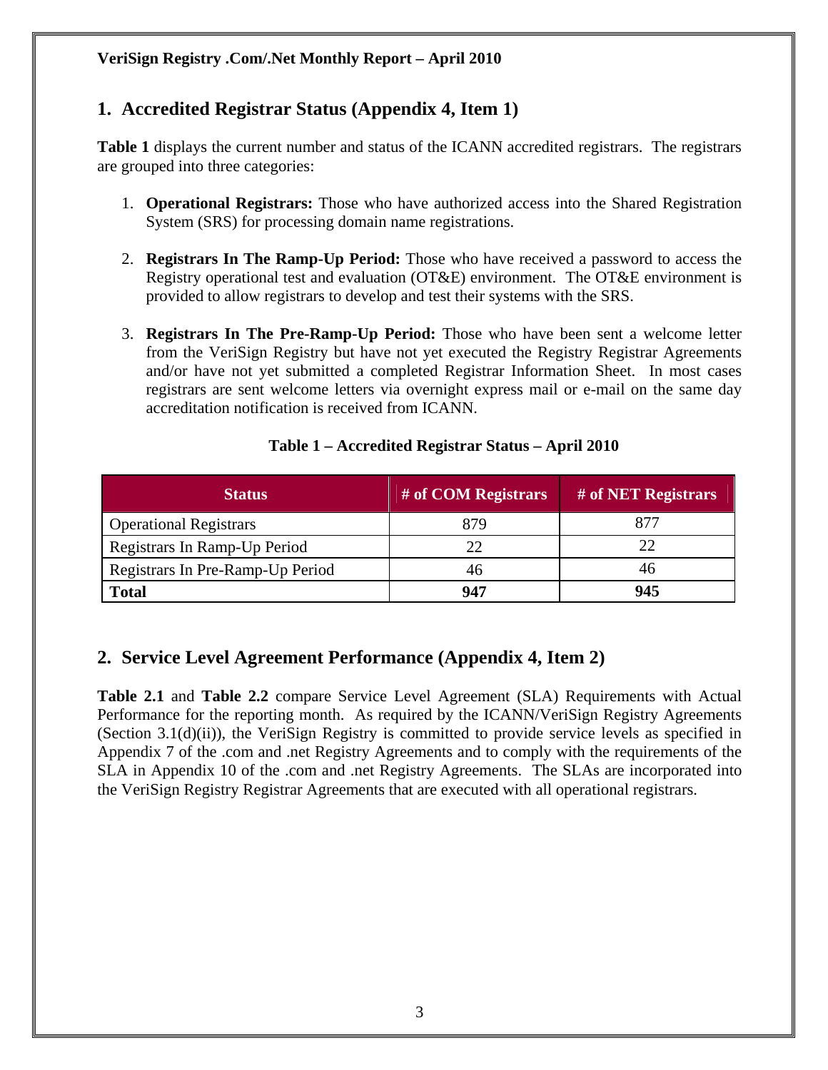## 1. Accredited Registrar Status (Appendix 4, Item 1)

**Table 1** displays the current number and status of the ICANN accredited registrars. The registrars are grouped into three categories:

1. **Operational Registrars:** Those who have authorized access into the Shared Registration System (SRS) for processing domain name registrations.

2. **Registrars In The Ramp-Up Period:** Those who have received a password to access the Registry operational test and evaluation (OT&E) environment. The OT&E environment is provided to allow registrars to develop and test their systems with the SRS.

3. **Registrars In The Pre-Ramp-Up Period:** Those who have been sent a welcome letter from the VeriSign Registry but have not yet executed the Registry Registrar Agreements and/or have not yet submitted a completed Registrar Information Sheet. In most cases registrars are sent welcome letters via overnight express mail or e-mail on the same day accreditation notification is received from ICANN.

**Table 1 – Accredited Registrar Status – April 2010**

| Status | # of COM Registrars | # of NET Registrars |
|---|---|---|
| Operational Registrars | 879 | 877 |
| Registrars In Ramp-Up Period | 22 | 22 |
| Registrars In Pre-Ramp-Up Period | 46 | 46 |
| **Total** | **947** | **945** |

## 2. Service Level Agreement Performance (Appendix 4, Item 2)

**Table 2.1** and **Table 2.2** compare Service Level Agreement (SLA) Requirements with Actual Performance for the reporting month. As required by the ICANN/VeriSign Registry Agreements (Section 3.1(d)(ii)), the VeriSign Registry is committed to provide service levels as specified in Appendix 7 of the .com and .net Registry Agreements and to comply with the requirements of the SLA in Appendix 10 of the .com and .net Registry Agreements. The SLAs are incorporated into the VeriSign Registry Registrar Agreements that are executed with all operational registrars.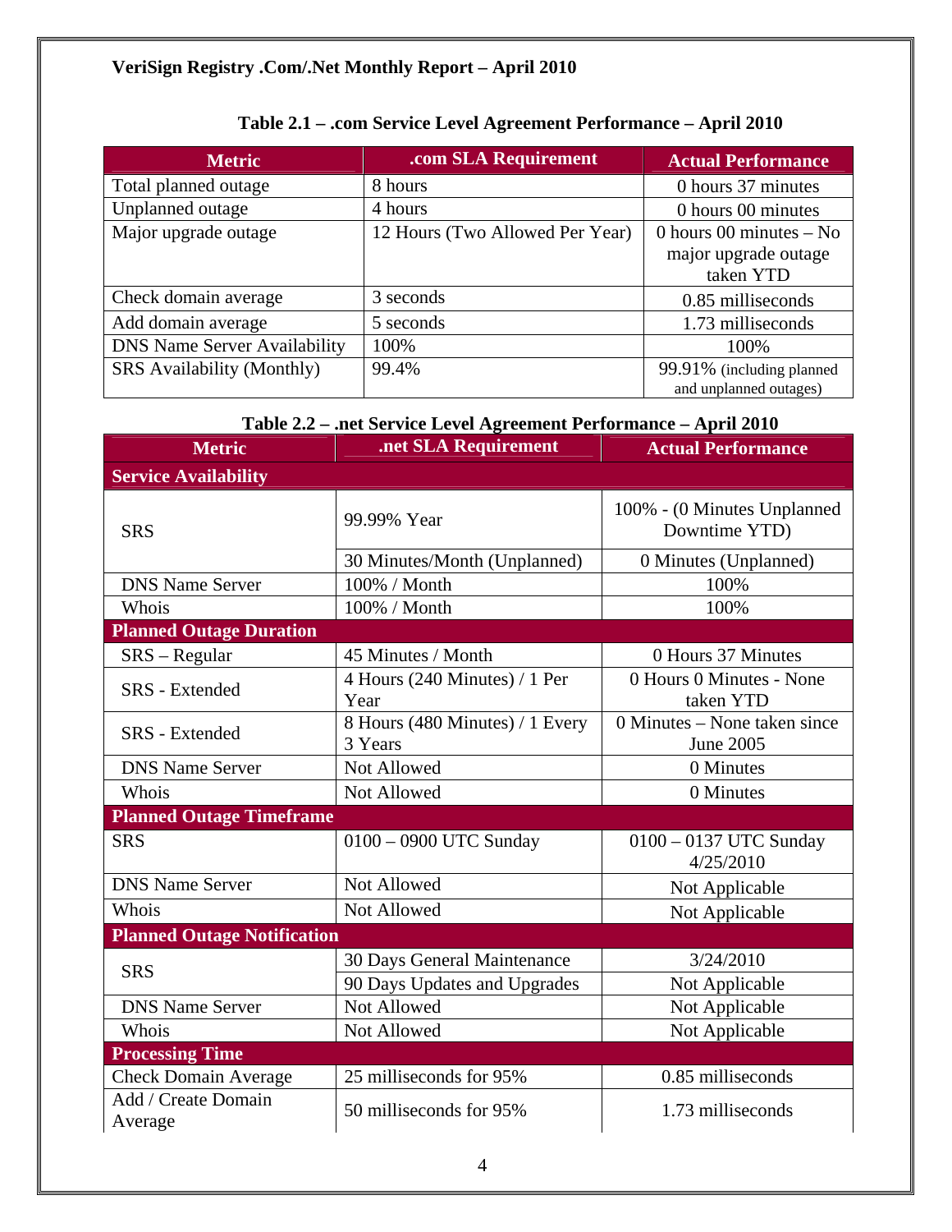**VeriSign Registry .Com/.Net Monthly Report – April 2010**

**Table 2.1 – .com Service Level Agreement Performance – April 2010**

| Metric | .com SLA Requirement | Actual Performance |
|---|---|---|
| Total planned outage | 8 hours | 0 hours 37 minutes |
| Unplanned outage | 4 hours | 0 hours 00 minutes |
| Major upgrade outage | 12 Hours (Two Allowed Per Year) | 0 hours 00 minutes – No major upgrade outage taken YTD |
| Check domain average | 3 seconds | 0.85 milliseconds |
| Add domain average | 5 seconds | 1.73 milliseconds |
| DNS Name Server Availability | 100% | 100% |
| SRS Availability (Monthly) | 99.4% | 99.91% (including planned and unplanned outages) |

**Table 2.2 – .net Service Level Agreement Performance – April 2010**

| Metric | .net SLA Requirement | Actual Performance |
|---|---|---|
| **Service Availability** | | |
| SRS | 99.99% Year | 100% - (0 Minutes Unplanned Downtime YTD) |
| | 30 Minutes/Month (Unplanned) | 0 Minutes (Unplanned) |
| DNS Name Server | 100% / Month | 100% |
| Whois | 100% / Month | 100% |
| **Planned Outage Duration** | | |
| SRS – Regular | 45 Minutes / Month | 0 Hours 37 Minutes |
| SRS - Extended | 4 Hours (240 Minutes) / 1 Per Year | 0 Hours 0 Minutes - None taken YTD |
| SRS - Extended | 8 Hours (480 Minutes) / 1 Every 3 Years | 0 Minutes – None taken since June 2005 |
| DNS Name Server | Not Allowed | 0 Minutes |
| Whois | Not Allowed | 0 Minutes |
| **Planned Outage Timeframe** | | |
| SRS | 0100 – 0900 UTC Sunday | 0100 – 0137 UTC Sunday 4/25/2010 |
| DNS Name Server | Not Allowed | Not Applicable |
| Whois | Not Allowed | Not Applicable |
| **Planned Outage Notification** | | |
| SRS | 30 Days General Maintenance | 3/24/2010 |
| | 90 Days Updates and Upgrades | Not Applicable |
| DNS Name Server | Not Allowed | Not Applicable |
| Whois | Not Allowed | Not Applicable |
| **Processing Time** | | |
| Check Domain Average | 25 milliseconds for 95% | 0.85 milliseconds |
| Add / Create Domain Average | 50 milliseconds for 95% | 1.73 milliseconds |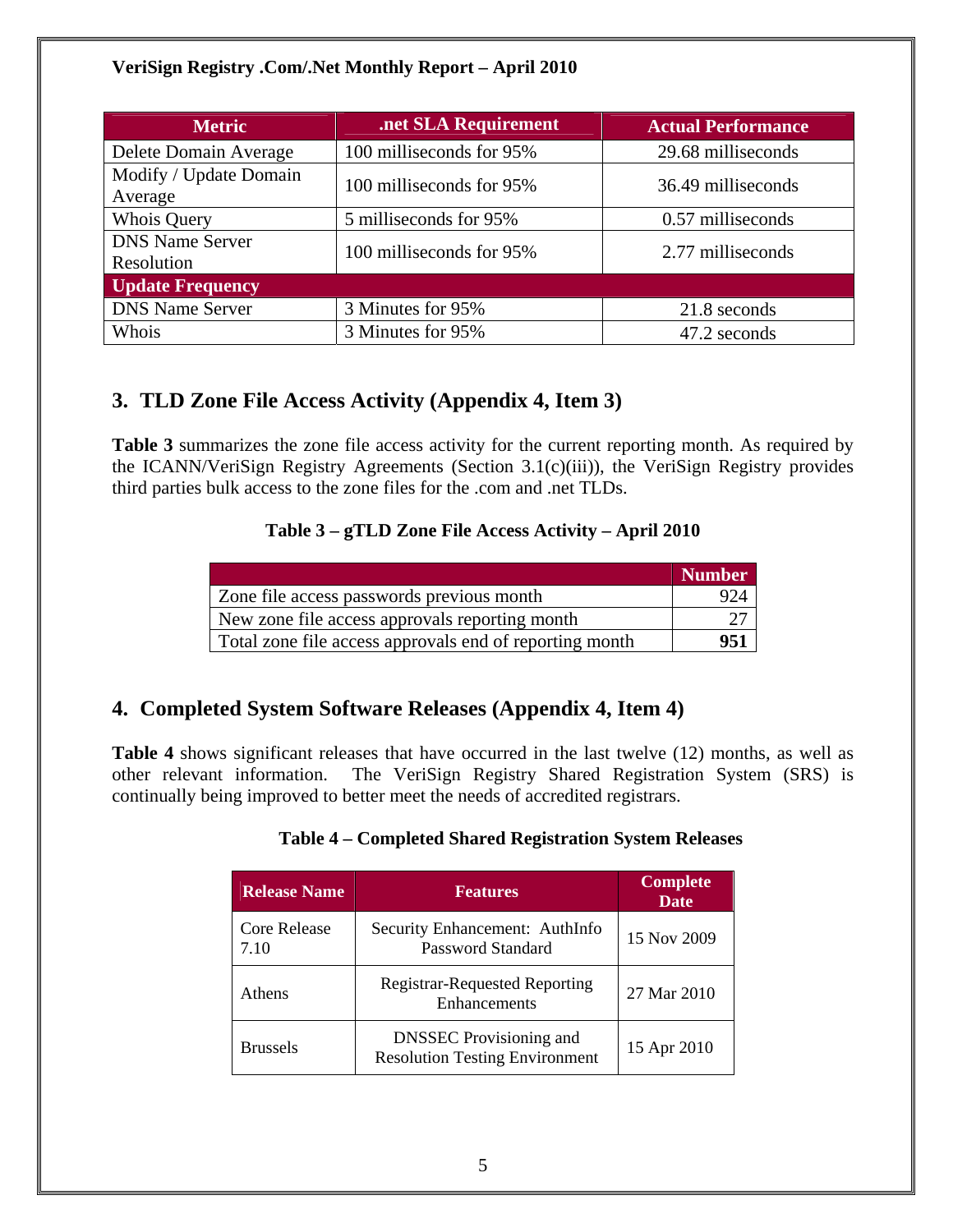| Metric | .net SLA Requirement | Actual Performance |
|---|---|---|
| Delete Domain Average | 100 milliseconds for 95% | 29.68 milliseconds |
| Modify / Update Domain Average | 100 milliseconds for 95% | 36.49 milliseconds |
| Whois Query | 5 milliseconds for 95% | 0.57 milliseconds |
| DNS Name Server Resolution | 100 milliseconds for 95% | 2.77 milliseconds |
| **Update Frequency** | | |
| DNS Name Server | 3 Minutes for 95% | 21.8 seconds |
| Whois | 3 Minutes for 95% | 47.2 seconds |

## 3. TLD Zone File Access Activity (Appendix 4, Item 3)

**Table 3** summarizes the zone file access activity for the current reporting month. As required by the ICANN/VeriSign Registry Agreements (Section 3.1(c)(iii)), the VeriSign Registry provides third parties bulk access to the zone files for the .com and .net TLDs.

**Table 3 – gTLD Zone File Access Activity – April 2010**

| | Number |
|---|---|
| Zone file access passwords previous month | 924 |
| New zone file access approvals reporting month | 27 |
| Total zone file access approvals end of reporting month | **951** |

## 4. Completed System Software Releases (Appendix 4, Item 4)

**Table 4** shows significant releases that have occurred in the last twelve (12) months, as well as other relevant information. The VeriSign Registry Shared Registration System (SRS) is continually being improved to better meet the needs of accredited registrars.

**Table 4 – Completed Shared Registration System Releases**

| Release Name | Features | Complete Date |
|---|---|---|
| Core Release 7.10 | Security Enhancement: AuthInfo Password Standard | 15 Nov 2009 |
| Athens | Registrar-Requested Reporting Enhancements | 27 Mar 2010 |
| Brussels | DNSSEC Provisioning and Resolution Testing Environment | 15 Apr 2010 |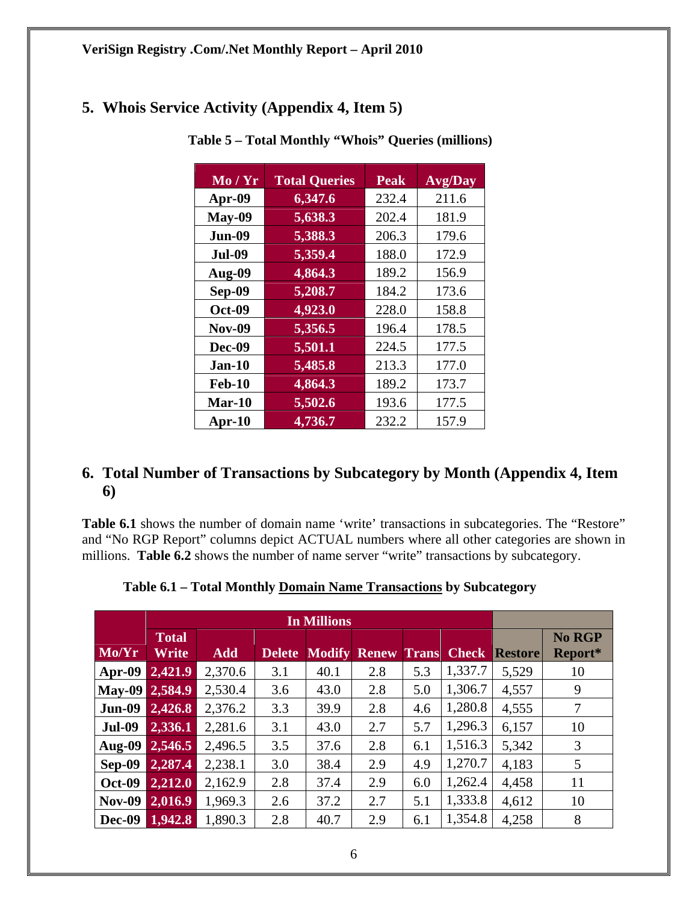## 5. Whois Service Activity (Appendix 4, Item 5)

**Table 5 – Total Monthly "Whois" Queries (millions)**

| Mo / Yr | Total Queries | Peak | Avg/Day |
|---|---|---|---|
| Apr-09 | 6,347.6 | 232.4 | 211.6 |
| May-09 | 5,638.3 | 202.4 | 181.9 |
| Jun-09 | 5,388.3 | 206.3 | 179.6 |
| Jul-09 | 5,359.4 | 188.0 | 172.9 |
| Aug-09 | 4,864.3 | 189.2 | 156.9 |
| Sep-09 | 5,208.7 | 184.2 | 173.6 |
| Oct-09 | 4,923.0 | 228.0 | 158.8 |
| Nov-09 | 5,356.5 | 196.4 | 178.5 |
| Dec-09 | 5,501.1 | 224.5 | 177.5 |
| Jan-10 | 5,485.8 | 213.3 | 177.0 |
| Feb-10 | 4,864.3 | 189.2 | 173.7 |
| Mar-10 | 5,502.6 | 193.6 | 177.5 |
| Apr-10 | 4,736.7 | 232.2 | 157.9 |

## 6. Total Number of Transactions by Subcategory by Month (Appendix 4, Item 6)

**Table 6.1** shows the number of domain name 'write' transactions in subcategories. The "Restore" and "No RGP Report" columns depict ACTUAL numbers where all other categories are shown in millions. **Table 6.2** shows the number of name server "write" transactions by subcategory.

**Table 6.1 – Total Monthly Domain Name Transactions by Subcategory**

| | In Millions | | | | | | | | |
|---|---|---|---|---|---|---|---|---|---|
| Mo/Yr | Total Write | Add | Delete | Modify | Renew | Trans | Check | Restore | No RGP Report* |
| Apr-09 | 2,421.9 | 2,370.6 | 3.1 | 40.1 | 2.8 | 5.3 | 1,337.7 | 5,529 | 10 |
| May-09 | 2,584.9 | 2,530.4 | 3.6 | 43.0 | 2.8 | 5.0 | 1,306.7 | 4,557 | 9 |
| Jun-09 | 2,426.8 | 2,376.2 | 3.3 | 39.9 | 2.8 | 4.6 | 1,280.8 | 4,555 | 7 |
| Jul-09 | 2,336.1 | 2,281.6 | 3.1 | 43.0 | 2.7 | 5.7 | 1,296.3 | 6,157 | 10 |
| Aug-09 | 2,546.5 | 2,496.5 | 3.5 | 37.6 | 2.8 | 6.1 | 1,516.3 | 5,342 | 3 |
| Sep-09 | 2,287.4 | 2,238.1 | 3.0 | 38.4 | 2.9 | 4.9 | 1,270.7 | 4,183 | 5 |
| Oct-09 | 2,212.0 | 2,162.9 | 2.8 | 37.4 | 2.9 | 6.0 | 1,262.4 | 4,458 | 11 |
| Nov-09 | 2,016.9 | 1,969.3 | 2.6 | 37.2 | 2.7 | 5.1 | 1,333.8 | 4,612 | 10 |
| Dec-09 | 1,942.8 | 1,890.3 | 2.8 | 40.7 | 2.9 | 6.1 | 1,354.8 | 4,258 | 8 |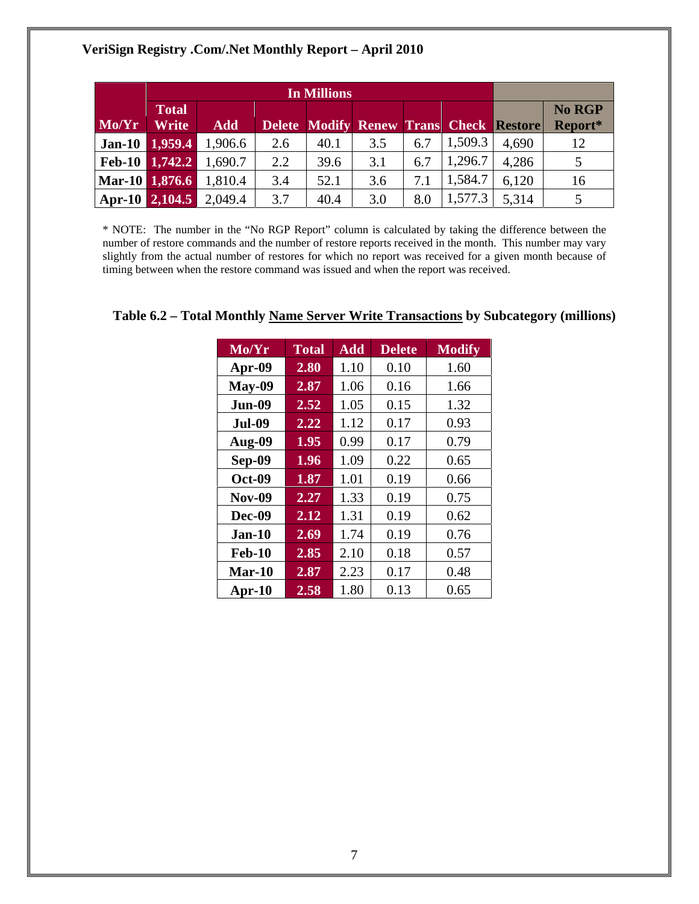**VeriSign Registry .Com/.Net Monthly Report – April 2010**

| | In Millions | | | | | | | | |
|---|---|---|---|---|---|---|---|---|---|
| Mo/Yr | Total Write | Add | Delete | Modify | Renew | Trans | Check | Restore | No RGP Report* |
| Jan-10 | 1,959.4 | 1,906.6 | 2.6 | 40.1 | 3.5 | 6.7 | 1,509.3 | 4,690 | 12 |
| Feb-10 | 1,742.2 | 1,690.7 | 2.2 | 39.6 | 3.1 | 6.7 | 1,296.7 | 4,286 | 5 |
| Mar-10 | 1,876.6 | 1,810.4 | 3.4 | 52.1 | 3.6 | 7.1 | 1,584.7 | 6,120 | 16 |
| Apr-10 | 2,104.5 | 2,049.4 | 3.7 | 40.4 | 3.0 | 8.0 | 1,577.3 | 5,314 | 5 |

* NOTE: The number in the "No RGP Report" column is calculated by taking the difference between the number of restore commands and the number of restore reports received in the month. This number may vary slightly from the actual number of restores for which no report was received for a given month because of timing between when the restore command was issued and when the report was received.

**Table 6.2 – Total Monthly Name Server Write Transactions by Subcategory (millions)**

| Mo/Yr | Total | Add | Delete | Modify |
|---|---|---|---|---|
| Apr-09 | 2.80 | 1.10 | 0.10 | 1.60 |
| May-09 | 2.87 | 1.06 | 0.16 | 1.66 |
| Jun-09 | 2.52 | 1.05 | 0.15 | 1.32 |
| Jul-09 | 2.22 | 1.12 | 0.17 | 0.93 |
| Aug-09 | 1.95 | 0.99 | 0.17 | 0.79 |
| Sep-09 | 1.96 | 1.09 | 0.22 | 0.65 |
| Oct-09 | 1.87 | 1.01 | 0.19 | 0.66 |
| Nov-09 | 2.27 | 1.33 | 0.19 | 0.75 |
| Dec-09 | 2.12 | 1.31 | 0.19 | 0.62 |
| Jan-10 | 2.69 | 1.74 | 0.19 | 0.76 |
| Feb-10 | 2.85 | 2.10 | 0.18 | 0.57 |
| Mar-10 | 2.87 | 2.23 | 0.17 | 0.48 |
| Apr-10 | 2.58 | 1.80 | 0.13 | 0.65 |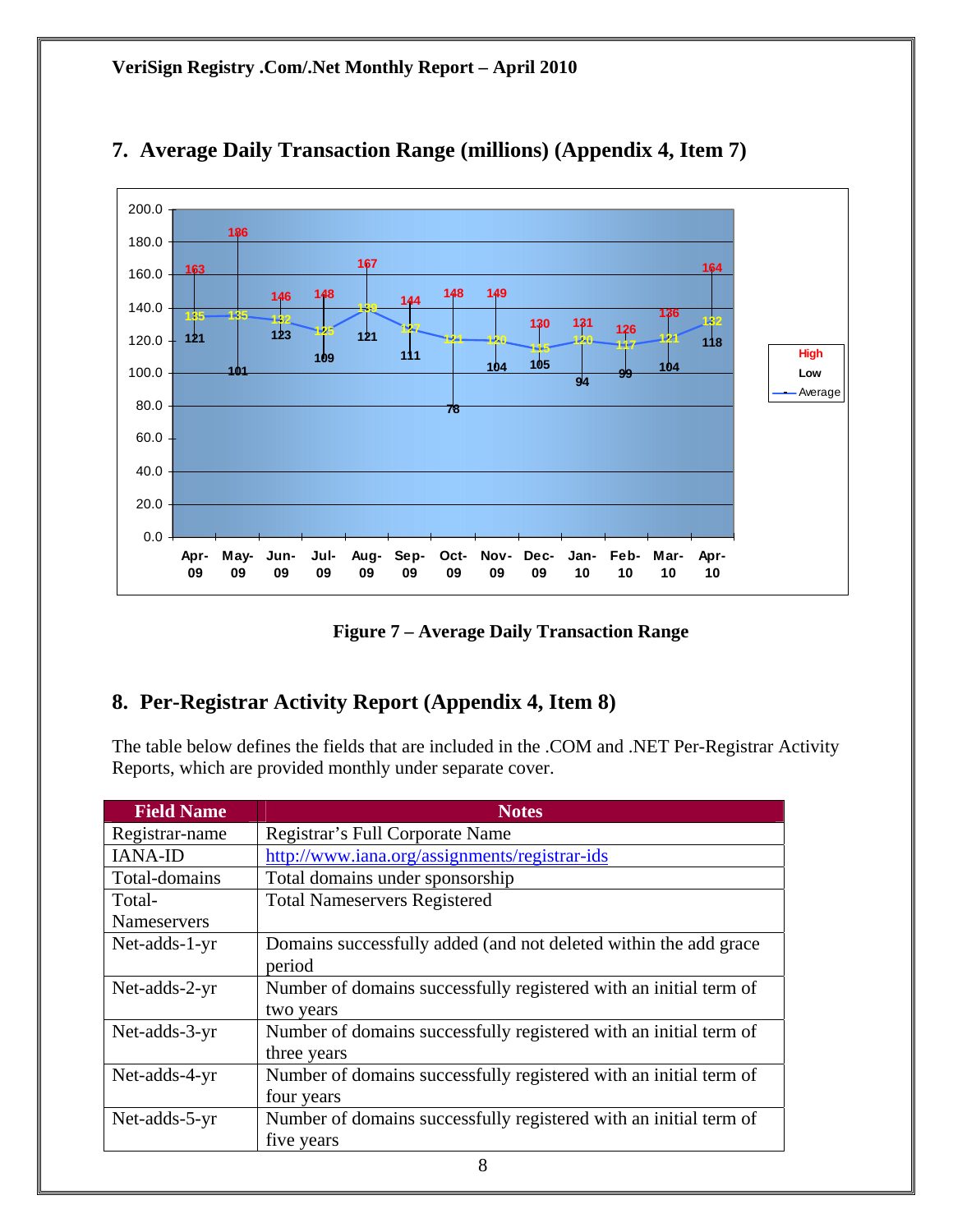## 7. Average Daily Transaction Range (millions) (Appendix 4, Item 7)

Figure 7 – Average Daily Transaction Range

## 8. Per-Registrar Activity Report (Appendix 4, Item 8)

The table below defines the fields that are included in the .COM and .NET Per-Registrar Activity Reports, which are provided monthly under separate cover.

| Field Name | Notes |
|---|---|
| Registrar-name | Registrar's Full Corporate Name |
| IANA-ID | http://www.iana.org/assignments/registrar-ids |
| Total-domains | Total domains under sponsorship |
| Total-Nameservers | Total Nameservers Registered |
| Net-adds-1-yr | Domains successfully added (and not deleted within the add grace period |
| Net-adds-2-yr | Number of domains successfully registered with an initial term of two years |
| Net-adds-3-yr | Number of domains successfully registered with an initial term of three years |
| Net-adds-4-yr | Number of domains successfully registered with an initial term of four years |
| Net-adds-5-yr | Number of domains successfully registered with an initial term of five years |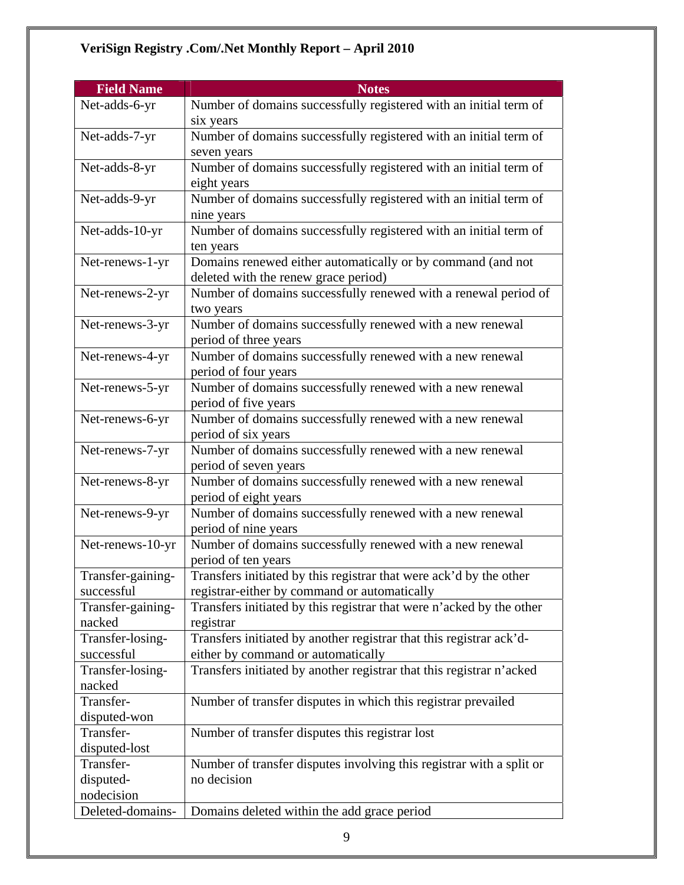**VeriSign Registry .Com/.Net Monthly Report – April 2010**

| Field Name | Notes |
|---|---|
| Net-adds-6-yr | Number of domains successfully registered with an initial term of six years |
| Net-adds-7-yr | Number of domains successfully registered with an initial term of seven years |
| Net-adds-8-yr | Number of domains successfully registered with an initial term of eight years |
| Net-adds-9-yr | Number of domains successfully registered with an initial term of nine years |
| Net-adds-10-yr | Number of domains successfully registered with an initial term of ten years |
| Net-renews-1-yr | Domains renewed either automatically or by command (and not deleted with the renew grace period) |
| Net-renews-2-yr | Number of domains successfully renewed with a renewal period of two years |
| Net-renews-3-yr | Number of domains successfully renewed with a new renewal period of three years |
| Net-renews-4-yr | Number of domains successfully renewed with a new renewal period of four years |
| Net-renews-5-yr | Number of domains successfully renewed with a new renewal period of five years |
| Net-renews-6-yr | Number of domains successfully renewed with a new renewal period of six years |
| Net-renews-7-yr | Number of domains successfully renewed with a new renewal period of seven years |
| Net-renews-8-yr | Number of domains successfully renewed with a new renewal period of eight years |
| Net-renews-9-yr | Number of domains successfully renewed with a new renewal period of nine years |
| Net-renews-10-yr | Number of domains successfully renewed with a new renewal period of ten years |
| Transfer-gaining-successful | Transfers initiated by this registrar that were ack'd by the other registrar-either by command or automatically |
| Transfer-gaining-nacked | Transfers initiated by this registrar that were n'acked by the other registrar |
| Transfer-losing-successful | Transfers initiated by another registrar that this registrar ack'd-either by command or automatically |
| Transfer-losing-nacked | Transfers initiated by another registrar that this registrar n'acked |
| Transfer-disputed-won | Number of transfer disputes in which this registrar prevailed |
| Transfer-disputed-lost | Number of transfer disputes this registrar lost |
| Transfer-disputed-nodecision | Number of transfer disputes involving this registrar with a split or no decision |
| Deleted-domains- | Domains deleted within the add grace period |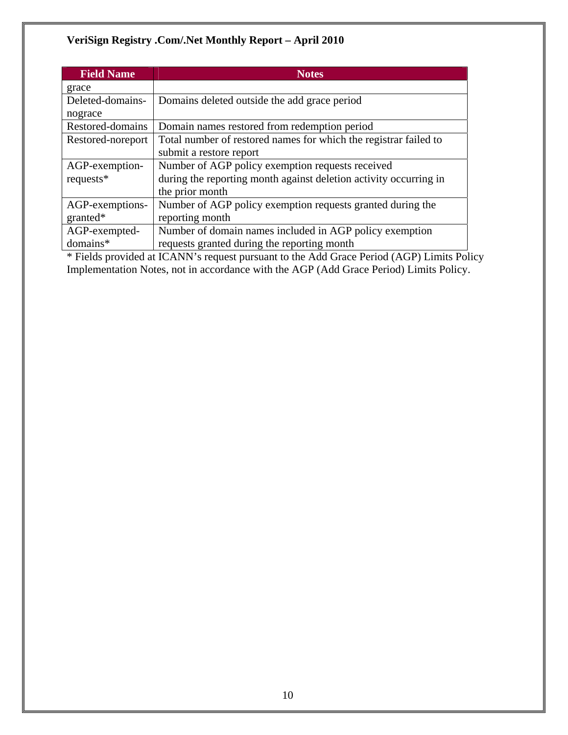**VeriSign Registry .Com/.Net Monthly Report – April 2010**

| Field Name | Notes |
|---|---|
| grace | |
| Deleted-domains-nograce | Domains deleted outside the add grace period |
| Restored-domains | Domain names restored from redemption period |
| Restored-noreport | Total number of restored names for which the registrar failed to submit a restore report |
| AGP-exemption-requests* | Number of AGP policy exemption requests received during the reporting month against deletion activity occurring in the prior month |
| AGP-exemptions-granted* | Number of AGP policy exemption requests granted during the reporting month |
| AGP-exempted-domains* | Number of domain names included in AGP policy exemption requests granted during the reporting month |

* Fields provided at ICANN's request pursuant to the Add Grace Period (AGP) Limits Policy Implementation Notes, not in accordance with the AGP (Add Grace Period) Limits Policy.